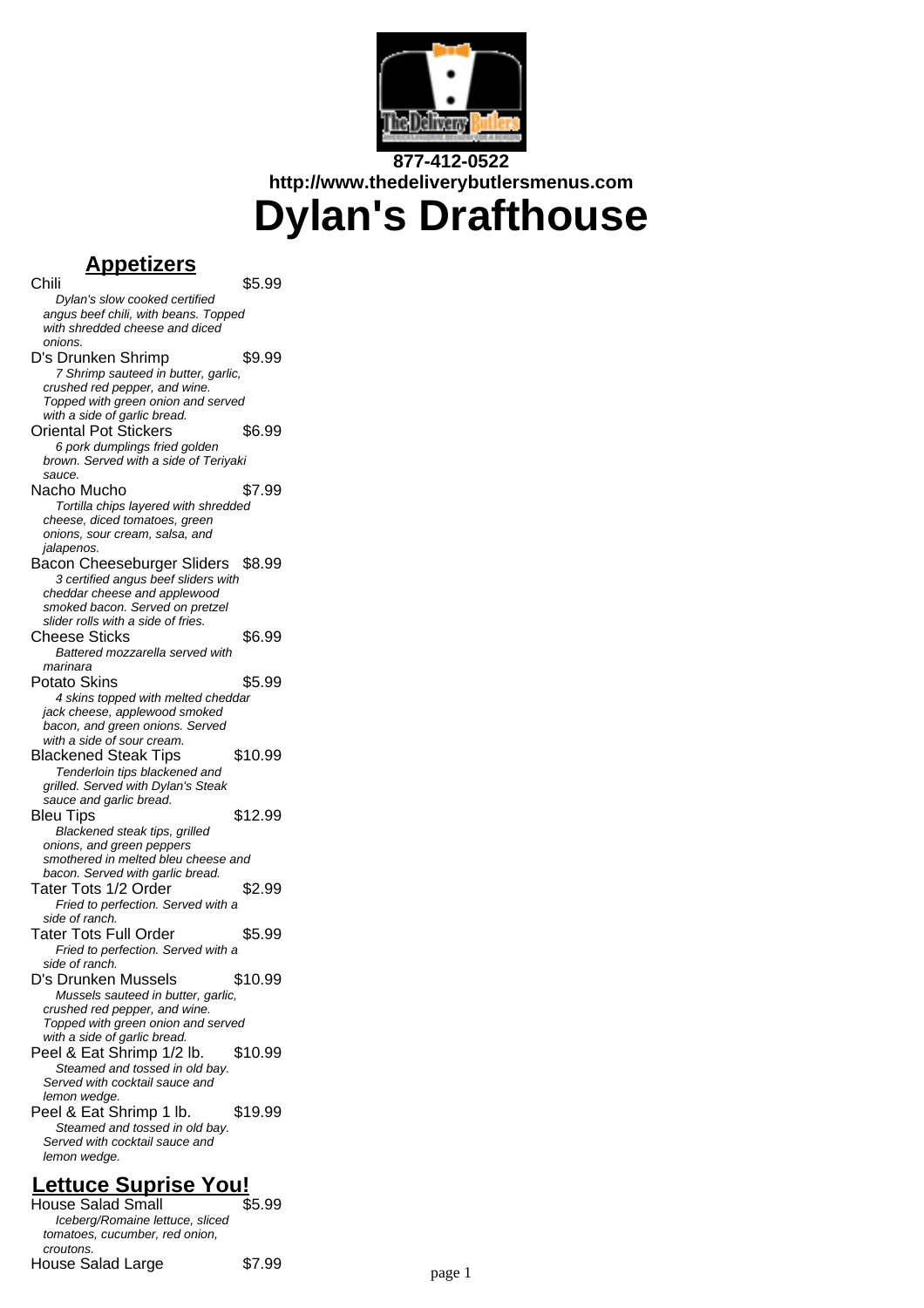877-412-0522
http://www.thedeliverybutlersmenus.com

# Dylan's Drafthouse

## Appetizers

**Chili** $5.99
*Dylan's slow cooked certified angus beef chili, with beans. Topped with shredded cheese and diced onions.*

**D's Drunken Shrimp** $9.99
*7 Shrimp sauteed in butter, garlic, crushed red pepper, and wine. Topped with green onion and served with a side of garlic bread.*

**Oriental Pot Stickers** $6.99
*6 pork dumplings fried golden brown. Served with a side of Teriyaki sauce.*

**Nacho Mucho** $7.99
*Tortilla chips layered with shredded cheese, diced tomatoes, green onions, sour cream, salsa, and jalapenos.*

**Bacon Cheeseburger Sliders** $8.99
*3 certified angus beef sliders with cheddar cheese and applewood smoked bacon. Served on pretzel slider rolls with a side of fries.*

**Cheese Sticks** $6.99
*Battered mozzarella served with marinara*

**Potato Skins** $5.99
*4 skins topped with melted cheddar jack cheese, applewood smoked bacon, and green onions. Served with a side of sour cream.*

**Blackened Steak Tips** $10.99
*Tenderloin tips blackened and grilled. Served with Dylan's Steak sauce and garlic bread.*

**Bleu Tips** $12.99
*Blackened steak tips, grilled onions, and green peppers smothered in melted bleu cheese and bacon. Served with garlic bread.*

**Tater Tots 1/2 Order** $2.99
*Fried to perfection. Served with a side of ranch.*

**Tater Tots Full Order** $5.99
*Fried to perfection. Served with a side of ranch.*

**D's Drunken Mussels** $10.99
*Mussels sauteed in butter, garlic, crushed red pepper, and wine. Topped with green onion and served with a side of garlic bread.*

**Peel & Eat Shrimp 1/2 lb.** $10.99
*Steamed and tossed in old bay. Served with cocktail sauce and lemon wedge.*

**Peel & Eat Shrimp 1 lb.** $19.99
*Steamed and tossed in old bay. Served with cocktail sauce and lemon wedge.*

## Lettuce Suprise You!

**House Salad Small** $5.99
*Iceberg/Romaine lettuce, sliced tomatoes, cucumber, red onion, croutons.*

**House Salad Large** $7.99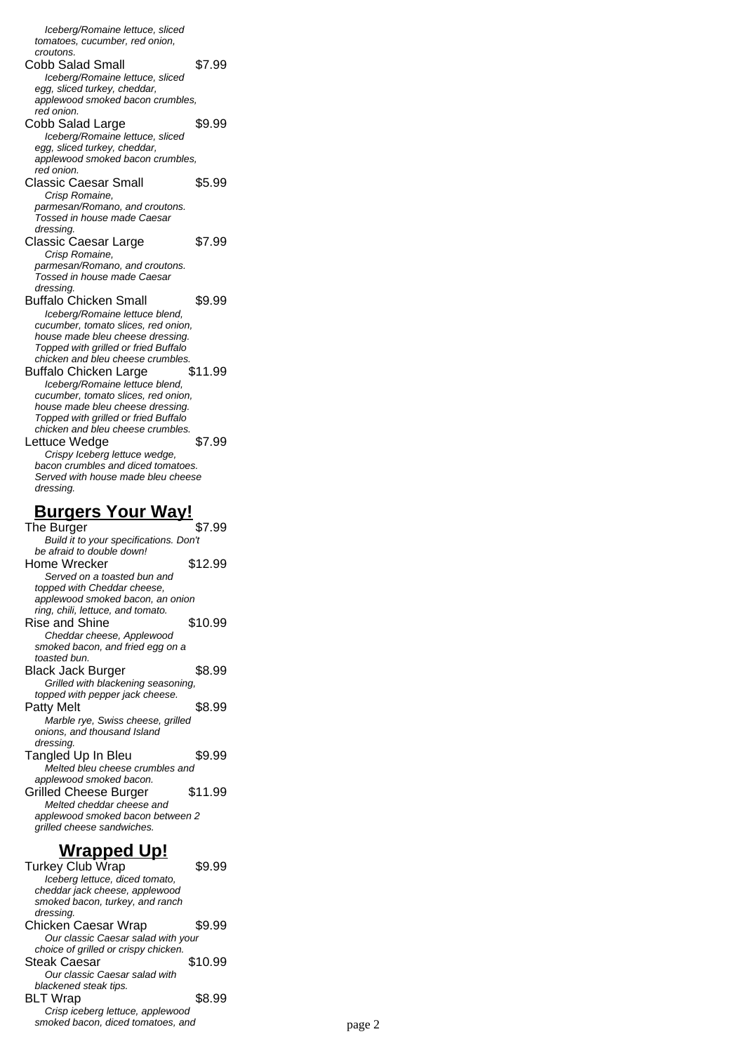*Iceberg/Romaine lettuce, sliced tomatoes, cucumber, red onion, croutons.*

**Cobb Salad Small** $7.99
*Iceberg/Romaine lettuce, sliced egg, sliced turkey, cheddar, applewood smoked bacon crumbles, red onion.*

**Cobb Salad Large** $9.99
*Iceberg/Romaine lettuce, sliced egg, sliced turkey, cheddar, applewood smoked bacon crumbles, red onion.*

**Classic Caesar Small** $5.99
*Crisp Romaine, parmesan/Romano, and croutons. Tossed in house made Caesar dressing.*

**Classic Caesar Large** $7.99
*Crisp Romaine, parmesan/Romano, and croutons. Tossed in house made Caesar dressing.*

**Buffalo Chicken Small** $9.99
*Iceberg/Romaine lettuce blend, cucumber, tomato slices, red onion, house made bleu cheese dressing. Topped with grilled or fried Buffalo chicken and bleu cheese crumbles.*

**Buffalo Chicken Large** $11.99
*Iceberg/Romaine lettuce blend, cucumber, tomato slices, red onion, house made bleu cheese dressing. Topped with grilled or fried Buffalo chicken and bleu cheese crumbles.*

**Lettuce Wedge** $7.99
*Crispy Iceberg lettuce wedge, bacon crumbles and diced tomatoes. Served with house made bleu cheese dressing.*

## Burgers Your Way!

**The Burger** $7.99
*Build it to your specifications. Don't be afraid to double down!*

**Home Wrecker** $12.99
*Served on a toasted bun and topped with Cheddar cheese, applewood smoked bacon, an onion ring, chili, lettuce, and tomato.*

**Rise and Shine** $10.99
*Cheddar cheese, Applewood smoked bacon, and fried egg on a toasted bun.*

**Black Jack Burger** $8.99
*Grilled with blackening seasoning, topped with pepper jack cheese.*

**Patty Melt** $8.99
*Marble rye, Swiss cheese, grilled onions, and thousand Island dressing.*

**Tangled Up In Bleu** $9.99
*Melted bleu cheese crumbles and applewood smoked bacon.*

**Grilled Cheese Burger** $11.99
*Melted cheddar cheese and applewood smoked bacon between 2 grilled cheese sandwiches.*

## Wrapped Up!

**Turkey Club Wrap** $9.99
*Iceberg lettuce, diced tomato, cheddar jack cheese, applewood smoked bacon, turkey, and ranch dressing.*

**Chicken Caesar Wrap** $9.99
*Our classic Caesar salad with your choice of grilled or crispy chicken.*

**Steak Caesar** $10.99
*Our classic Caesar salad with blackened steak tips.*

**BLT Wrap** $8.99
*Crisp iceberg lettuce, applewood smoked bacon, diced tomatoes, and*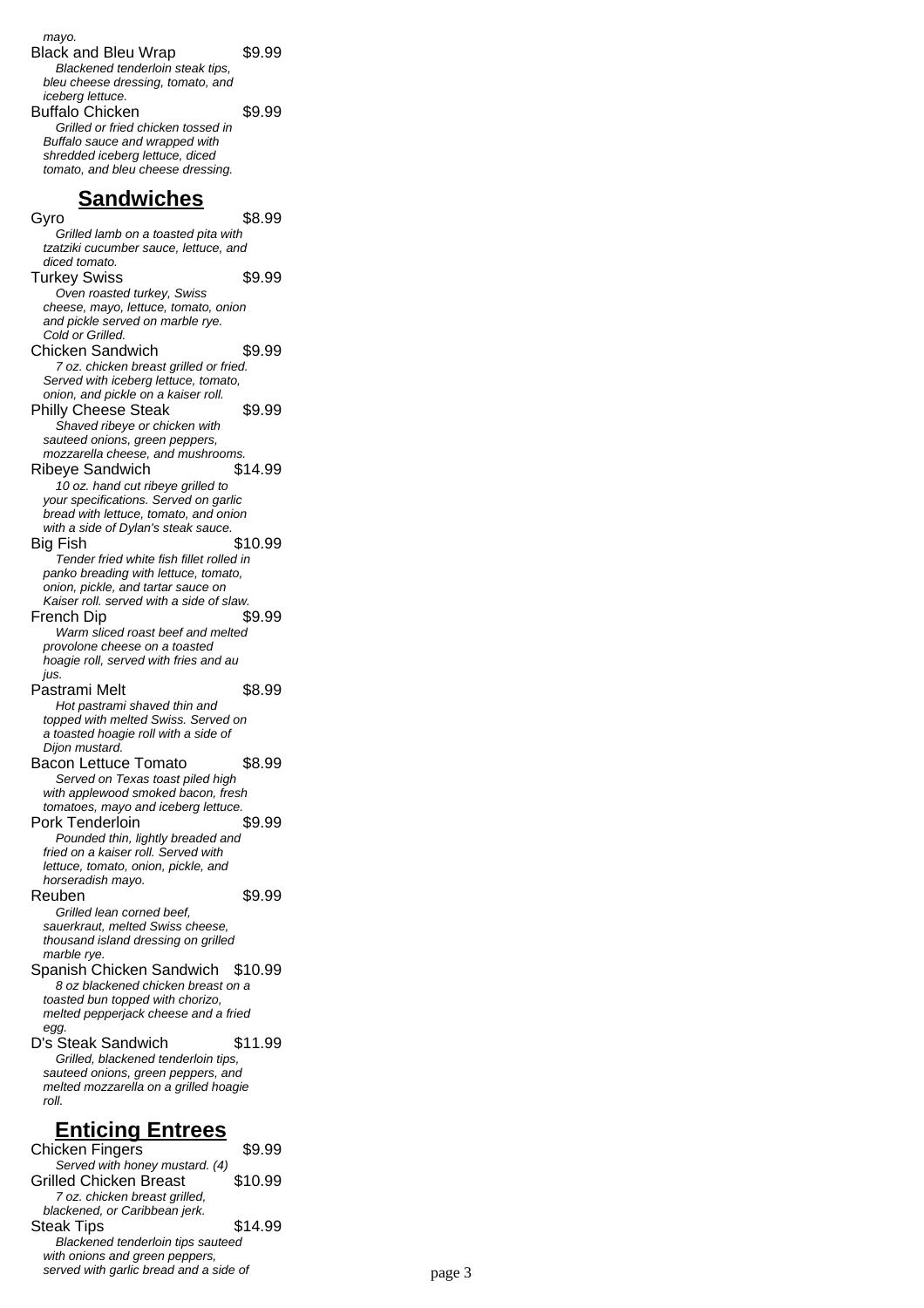*mayo.*

Black and Bleu Wrap $9.99

*Blackened tenderloin steak tips, bleu cheese dressing, tomato, and iceberg lettuce.*

Buffalo Chicken $9.99

*Grilled or fried chicken tossed in Buffalo sauce and wrapped with shredded iceberg lettuce, diced tomato, and bleu cheese dressing.*

## Sandwiches

Gyro $8.99

*Grilled lamb on a toasted pita with tzatziki cucumber sauce, lettuce, and diced tomato.*

Turkey Swiss $9.99

*Oven roasted turkey, Swiss cheese, mayo, lettuce, tomato, onion and pickle served on marble rye. Cold or Grilled.*

Chicken Sandwich $9.99

*7 oz. chicken breast grilled or fried. Served with iceberg lettuce, tomato, onion, and pickle on a kaiser roll.*

Philly Cheese Steak $9.99

*Shaved ribeye or chicken with sauteed onions, green peppers, mozzarella cheese, and mushrooms.*

Ribeye Sandwich $14.99

*10 oz. hand cut ribeye grilled to your specifications. Served on garlic bread with lettuce, tomato, and onion with a side of Dylan's steak sauce.*

Big Fish $10.99

*Tender fried white fish fillet rolled in panko breading with lettuce, tomato, onion, pickle, and tartar sauce on Kaiser roll. served with a side of slaw.*

French Dip $9.99

*Warm sliced roast beef and melted provolone cheese on a toasted hoagie roll, served with fries and au jus.*

Pastrami Melt $8.99

*Hot pastrami shaved thin and topped with melted Swiss. Served on a toasted hoagie roll with a side of Dijon mustard.*

Bacon Lettuce Tomato $8.99

*Served on Texas toast piled high with applewood smoked bacon, fresh tomatoes, mayo and iceberg lettuce.*

Pork Tenderloin $9.99

*Pounded thin, lightly breaded and fried on a kaiser roll. Served with lettuce, tomato, onion, pickle, and horseradish mayo.*

Reuben $9.99

*Grilled lean corned beef, sauerkraut, melted Swiss cheese, thousand island dressing on grilled marble rye.*

Spanish Chicken Sandwich $10.99

*8 oz blackened chicken breast on a toasted bun topped with chorizo, melted pepperjack cheese and a fried egg.*

D's Steak Sandwich $11.99

*Grilled, blackened tenderloin tips, sauteed onions, green peppers, and melted mozzarella on a grilled hoagie roll.*

## Enticing Entrees

Chicken Fingers $9.99

*Served with honey mustard. (4)*

Grilled Chicken Breast $10.99

*7 oz. chicken breast grilled, blackened, or Caribbean jerk.*

Steak Tips $14.99

*Blackened tenderloin tips sauteed with onions and green peppers, served with garlic bread and a side of*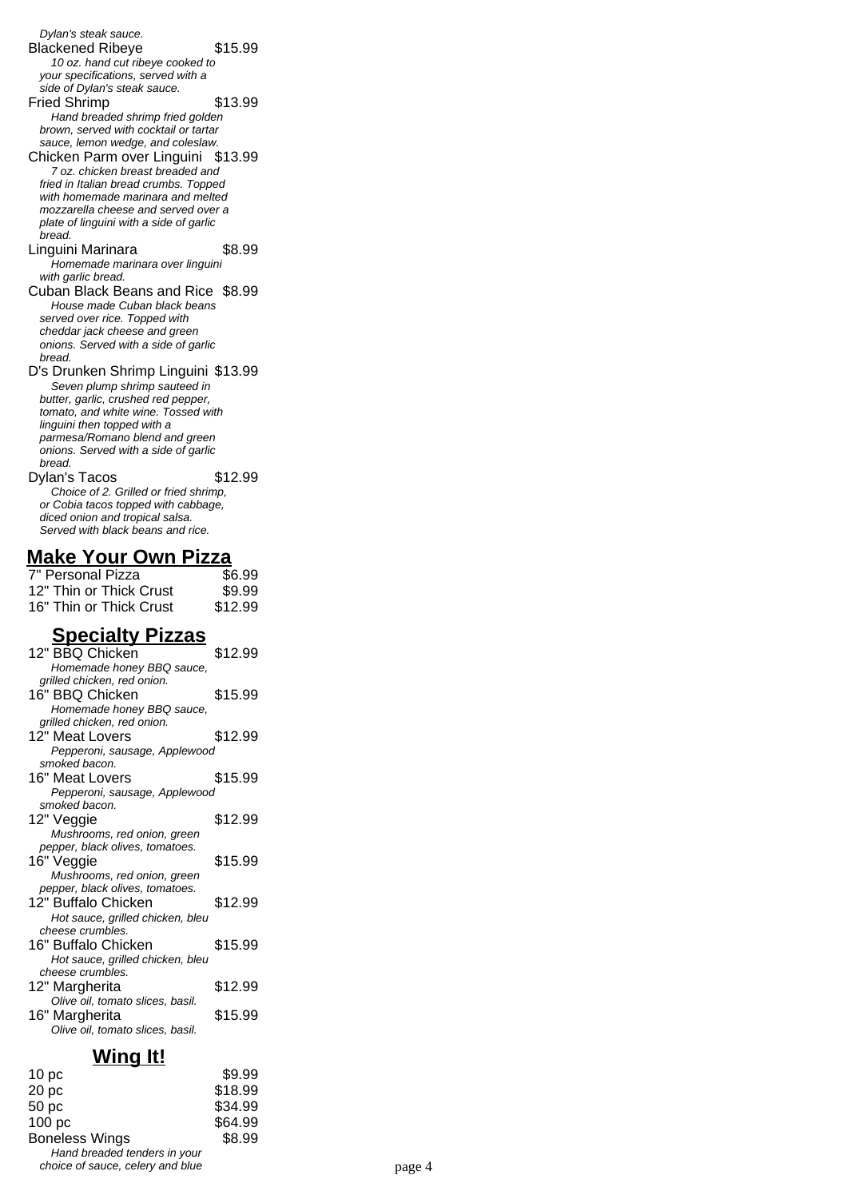*Dylan's steak sauce.*

Blackened Ribeye $15.99
*10 oz. hand cut ribeye cooked to your specifications, served with a side of Dylan's steak sauce.*

Fried Shrimp $13.99
*Hand breaded shrimp fried golden brown, served with cocktail or tartar sauce, lemon wedge, and coleslaw.*

Chicken Parm over Linguini $13.99
*7 oz. chicken breast breaded and fried in Italian bread crumbs. Topped with homemade marinara and melted mozzarella cheese and served over a plate of linguini with a side of garlic bread.*

Linguini Marinara $8.99
*Homemade marinara over linguini with garlic bread.*

Cuban Black Beans and Rice $8.99
*House made Cuban black beans served over rice. Topped with cheddar jack cheese and green onions. Served with a side of garlic bread.*

D's Drunken Shrimp Linguini $13.99
*Seven plump shrimp sauteed in butter, garlic, crushed red pepper, tomato, and white wine. Tossed with linguini then topped with a parmesa/Romano blend and green onions. Served with a side of garlic bread.*

Dylan's Tacos $12.99
*Choice of 2. Grilled or fried shrimp, or Cobia tacos topped with cabbage, diced onion and tropical salsa. Served with black beans and rice.*

## Make Your Own Pizza

7" Personal Pizza $6.99
12" Thin or Thick Crust $9.99
16" Thin or Thick Crust $12.99

## Specialty Pizzas

12" BBQ Chicken $12.99
*Homemade honey BBQ sauce, grilled chicken, red onion.*

16" BBQ Chicken $15.99
*Homemade honey BBQ sauce, grilled chicken, red onion.*

12" Meat Lovers $12.99
*Pepperoni, sausage, Applewood smoked bacon.*

16" Meat Lovers $15.99
*Pepperoni, sausage, Applewood smoked bacon.*

12" Veggie $12.99
*Mushrooms, red onion, green pepper, black olives, tomatoes.*

16" Veggie $15.99
*Mushrooms, red onion, green pepper, black olives, tomatoes.*

12" Buffalo Chicken $12.99
*Hot sauce, grilled chicken, bleu cheese crumbles.*

16" Buffalo Chicken $15.99
*Hot sauce, grilled chicken, bleu cheese crumbles.*

12" Margherita $12.99
*Olive oil, tomato slices, basil.*

16" Margherita $15.99
*Olive oil, tomato slices, basil.*

## Wing It!

10 pc $9.99
20 pc $18.99
50 pc $34.99
100 pc $64.99
Boneless Wings $8.99
*Hand breaded tenders in your choice of sauce, celery and blue*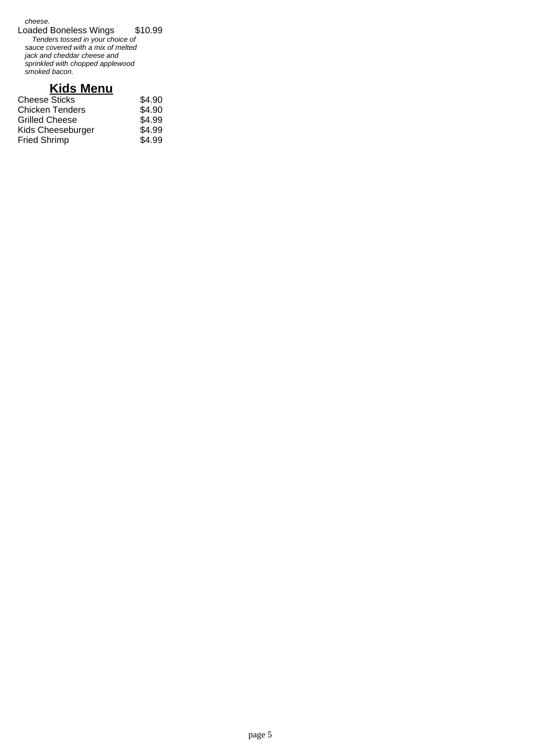*cheese.*

Loaded Boneless Wings $10.99

*Tenders tossed in your choice of sauce covered with a mix of melted jack and cheddar cheese and sprinkled with chopped applewood smoked bacon.*

## Kids Menu

| | |
|---|---|
| Cheese Sticks | $4.90 |
| Chicken Tenders | $4.90 |
| Grilled Cheese | $4.99 |
| Kids Cheeseburger | $4.99 |
| Fried Shrimp | $4.99 |